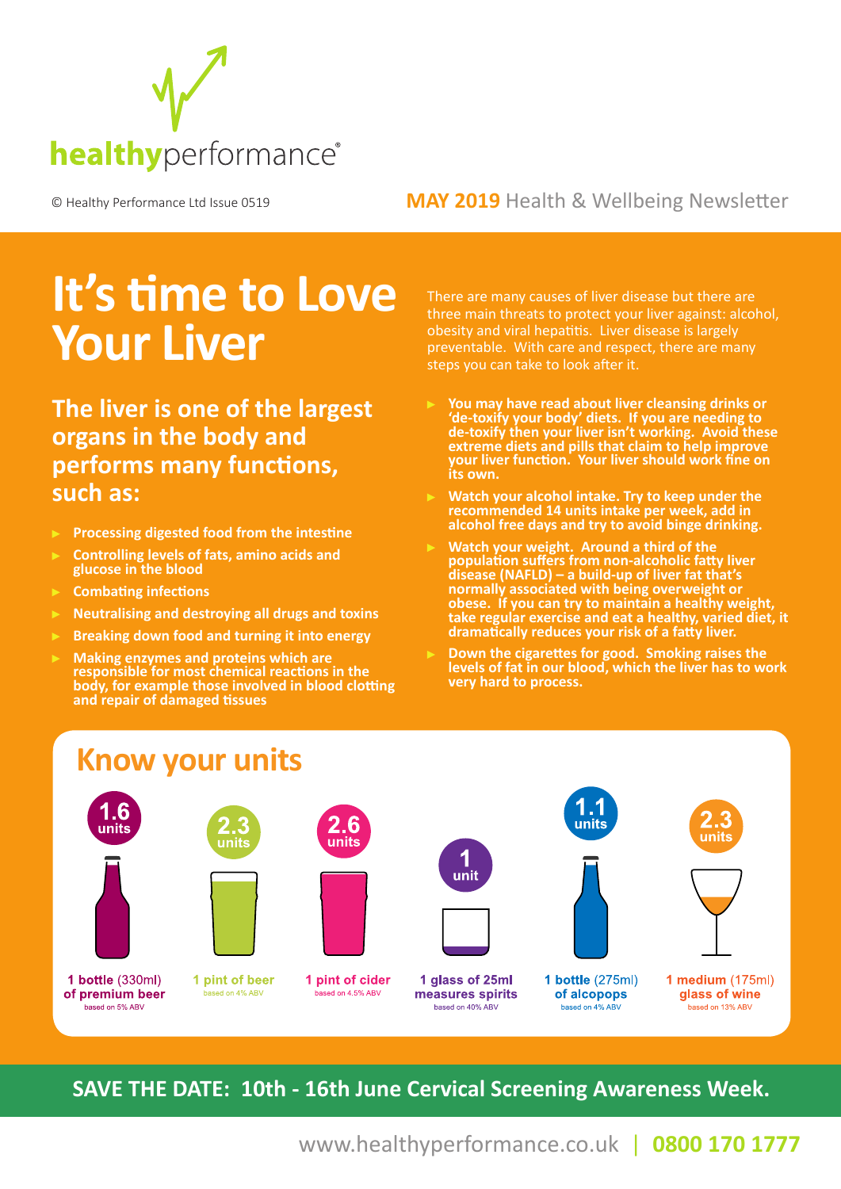healthyperformance®

© Healthy Performance Ltd Issue 0519

**MAY 2019** Health & Wellbeing Newsletter

# It's time to Love Your Liver

## The liver is one of the largest organs in the body and performs many functions, such as:

- Processing digested food from the intestine
- Controlling levels of fats, amino acids and glucose in the blood
- Combating infections
- Neutralising and destroying all drugs and toxins
- Breaking down food and turning it into energy
- Making enzymes and proteins which are responsible for most chemical reactions in the body, for example those involved in blood clotting and repair of damaged tissues

There are many causes of liver disease but there are three main threats to protect your liver against: alcohol, obesity and viral hepatitis. Liver disease is largely preventable. With care and respect, there are many steps you can take to look after it.

- **You may have read about liver cleansing drinks or 'de-toxify your body' diets. If you are needing to de-toxify then your liver isn't working. Avoid these extreme diets and pills that claim to help improve your liver function. Your liver should work fine on its own.**
- **Watch your alcohol intake. Try to keep under the recommended 14 units intake per week, add in alcohol free days and try to avoid binge drinking.**
- **Watch your weight. Around a third of the population suffers from non-alcoholic fatty liver disease (NAFLD) – a build-up of liver fat that's normally associated with being overweight or obese. If you can try to maintain a healthy weight, take regular exercise and eat a healthy, varied diet, it dramatically reduces your risk of a fatty liver.**
- **Down the cigarettes for good. Smoking raises the levels of fat in our blood, which the liver has to work very hard to process.**

## Know your units

| Units | Drink |
|---|---|
| 1.6 units | **1 bottle** (330ml) **of premium beer** (based on 5% ABV) |
| 2.3 units | **1 pint of beer** (based on 4% ABV) |
| 2.6 units | **1 pint of cider** (based on 4.5% ABV) |
| 1 unit | **1 glass of 25ml measures spirits** (based on 40% ABV) |
| 1.1 units | **1 bottle** (275ml) **of alcopops** (based on 4% ABV) |
| 2.3 units | **1 medium** (175ml) **glass of wine** (based on 13% ABV) |

**SAVE THE DATE: 10th - 16th June Cervical Screening Awareness Week.**

www.healthyperformance.co.uk | **0800 170 1777**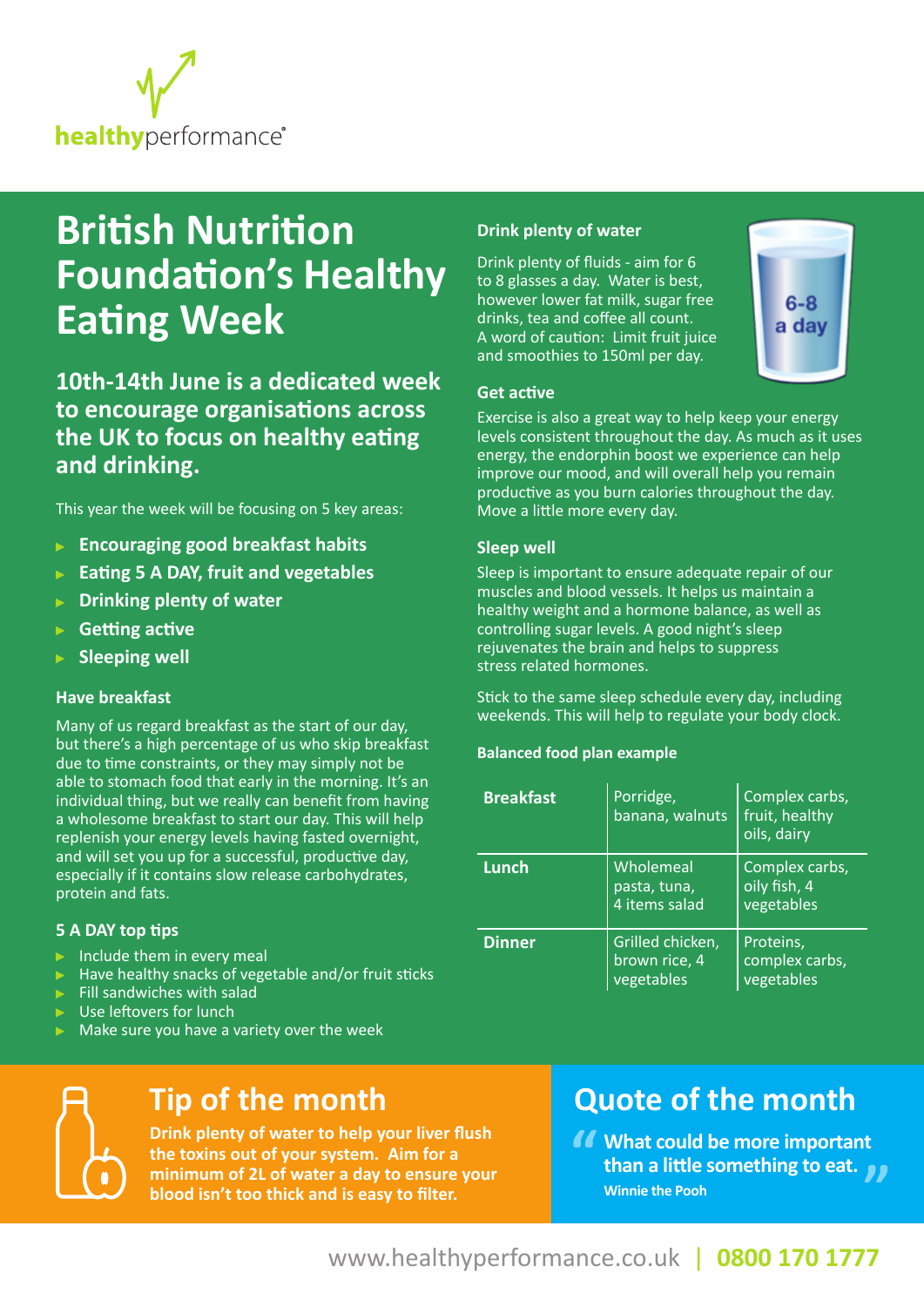healthyperformance®

# British Nutrition Foundation's Healthy Eating Week

## 10th-14th June is a dedicated week to encourage organisations across the UK to focus on healthy eating and drinking.

This year the week will be focusing on 5 key areas:

- **Encouraging good breakfast habits**
- **Eating 5 A DAY, fruit and vegetables**
- **Drinking plenty of water**
- **Getting active**
- **Sleeping well**

### Have breakfast

Many of us regard breakfast as the start of our day, but there's a high percentage of us who skip breakfast due to time constraints, or they may simply not be able to stomach food that early in the morning. It's an individual thing, but we really can benefit from having a wholesome breakfast to start our day. This will help replenish your energy levels having fasted overnight, and will set you up for a successful, productive day, especially if it contains slow release carbohydrates, protein and fats.

### 5 A DAY top tips

- Include them in every meal
- Have healthy snacks of vegetable and/or fruit sticks
- Fill sandwiches with salad
- Use leftovers for lunch
- Make sure you have a variety over the week

### Drink plenty of water

Drink plenty of fluids - aim for 6 to 8 glasses a day. Water is best, however lower fat milk, sugar free drinks, tea and coffee all count. A word of caution: Limit fruit juice and smoothies to 150ml per day.

6-8 a day

### Get active

Exercise is also a great way to help keep your energy levels consistent throughout the day. As much as it uses energy, the endorphin boost we experience can help improve our mood, and will overall help you remain productive as you burn calories throughout the day. Move a little more every day.

### Sleep well

Sleep is important to ensure adequate repair of our muscles and blood vessels. It helps us maintain a healthy weight and a hormone balance, as well as controlling sugar levels. A good night's sleep rejuvenates the brain and helps to suppress stress related hormones.

Stick to the same sleep schedule every day, including weekends. This will help to regulate your body clock.

### Balanced food plan example

| | | |
|---|---|---|
| **Breakfast** | Porridge, banana, walnuts | Complex carbs, fruit, healthy oils, dairy |
| **Lunch** | Wholemeal pasta, tuna, 4 items salad | Complex carbs, oily fish, 4 vegetables |
| **Dinner** | Grilled chicken, brown rice, 4 vegetables | Proteins, complex carbs, vegetables |

## Tip of the month

**Drink plenty of water to help your liver flush the toxins out of your system. Aim for a minimum of 2L of water a day to ensure your blood isn't too thick and is easy to filter.**

## Quote of the month

**"What could be more important than a little something to eat."**

**Winnie the Pooh**

www.healthyperformance.co.uk | 0800 170 1777